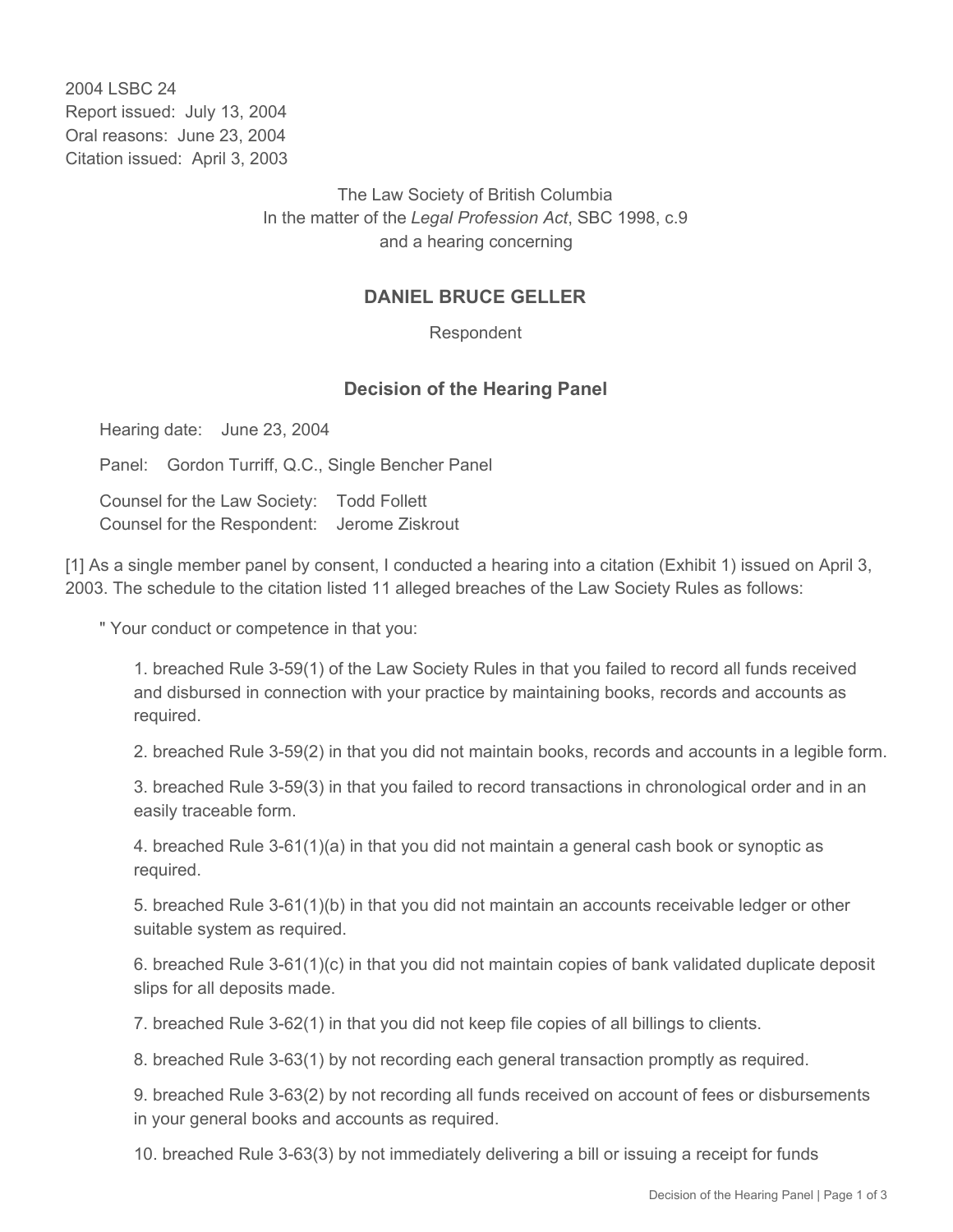2004 LSBC 24
Report issued: July 13, 2004
Oral reasons: June 23, 2004
Citation issued: April 3, 2003

The Law Society of British Columbia
In the matter of the *Legal Profession Act*, SBC 1998, c.9
and a hearing concerning

## DANIEL BRUCE GELLER

Respondent

## Decision of the Hearing Panel

Hearing date: June 23, 2004

Panel: Gordon Turriff, Q.C., Single Bencher Panel

Counsel for the Law Society: Todd Follett
Counsel for the Respondent: Jerome Ziskrout

[1] As a single member panel by consent, I conducted a hearing into a citation (Exhibit 1) issued on April 3, 2003. The schedule to the citation listed 11 alleged breaches of the Law Society Rules as follows:

> " Your conduct or competence in that you:
>
> 1. breached Rule 3-59(1) of the Law Society Rules in that you failed to record all funds received and disbursed in connection with your practice by maintaining books, records and accounts as required.
> 2. breached Rule 3-59(2) in that you did not maintain books, records and accounts in a legible form.
> 3. breached Rule 3-59(3) in that you failed to record transactions in chronological order and in an easily traceable form.
> 4. breached Rule 3-61(1)(a) in that you did not maintain a general cash book or synoptic as required.
> 5. breached Rule 3-61(1)(b) in that you did not maintain an accounts receivable ledger or other suitable system as required.
> 6. breached Rule 3-61(1)(c) in that you did not maintain copies of bank validated duplicate deposit slips for all deposits made.
> 7. breached Rule 3-62(1) in that you did not keep file copies of all billings to clients.
> 8. breached Rule 3-63(1) by not recording each general transaction promptly as required.
> 9. breached Rule 3-63(2) by not recording all funds received on account of fees or disbursements in your general books and accounts as required.
> 10. breached Rule 3-63(3) by not immediately delivering a bill or issuing a receipt for funds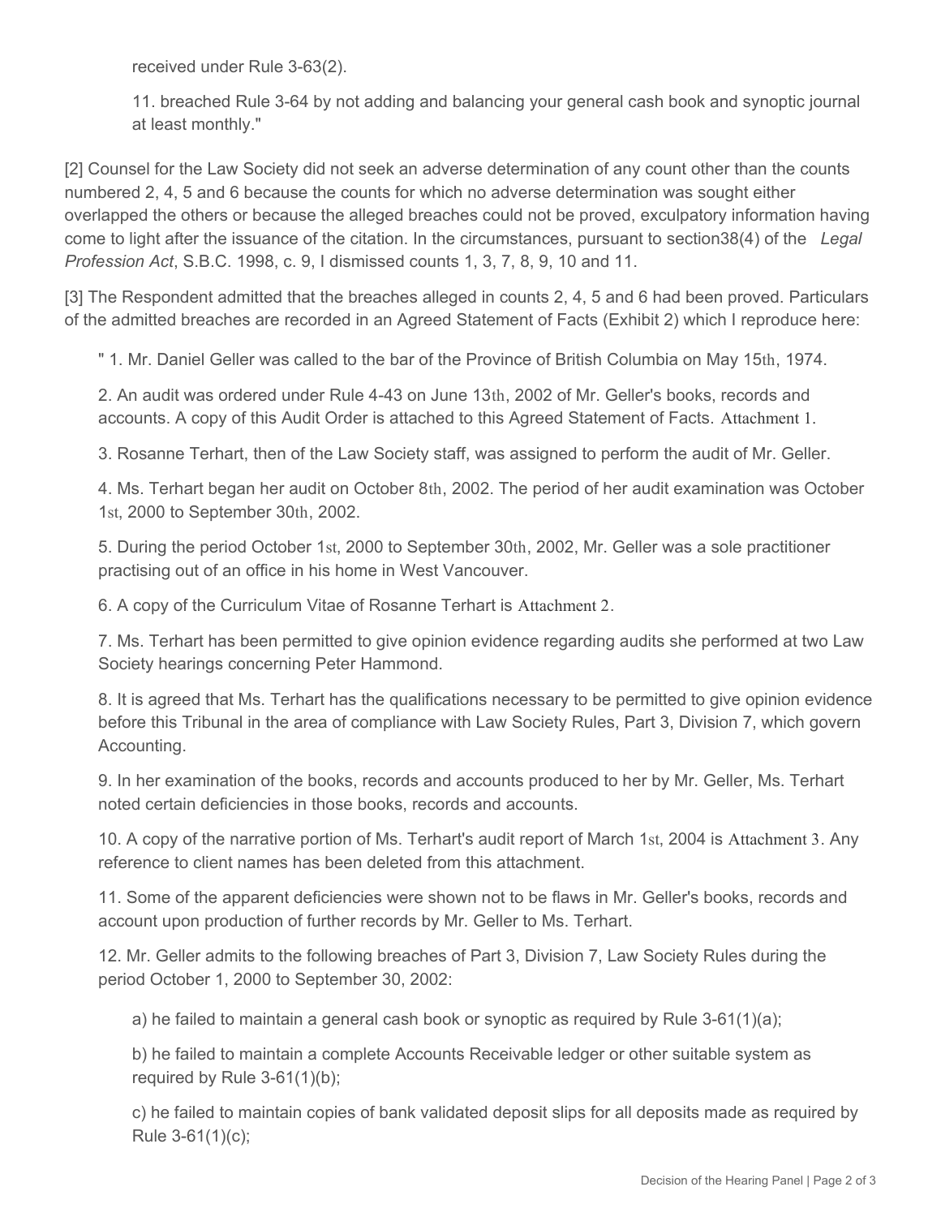received under Rule 3-63(2).

11. breached Rule 3-64 by not adding and balancing your general cash book and synoptic journal at least monthly."

[2] Counsel for the Law Society did not seek an adverse determination of any count other than the counts numbered 2, 4, 5 and 6 because the counts for which no adverse determination was sought either overlapped the others or because the alleged breaches could not be proved, exculpatory information having come to light after the issuance of the citation. In the circumstances, pursuant to section38(4) of the *Legal Profession Act*, S.B.C. 1998, c. 9, I dismissed counts 1, 3, 7, 8, 9, 10 and 11.

[3] The Respondent admitted that the breaches alleged in counts 2, 4, 5 and 6 had been proved. Particulars of the admitted breaches are recorded in an Agreed Statement of Facts (Exhibit 2) which I reproduce here:

" 1. Mr. Daniel Geller was called to the bar of the Province of British Columbia on May 15th, 1974.

2. An audit was ordered under Rule 4-43 on June 13th, 2002 of Mr. Geller's books, records and accounts. A copy of this Audit Order is attached to this Agreed Statement of Facts. Attachment 1.

3. Rosanne Terhart, then of the Law Society staff, was assigned to perform the audit of Mr. Geller.

4. Ms. Terhart began her audit on October 8th, 2002. The period of her audit examination was October 1st, 2000 to September 30th, 2002.

5. During the period October 1st, 2000 to September 30th, 2002, Mr. Geller was a sole practitioner practising out of an office in his home in West Vancouver.

6. A copy of the Curriculum Vitae of Rosanne Terhart is Attachment 2.

7. Ms. Terhart has been permitted to give opinion evidence regarding audits she performed at two Law Society hearings concerning Peter Hammond.

8. It is agreed that Ms. Terhart has the qualifications necessary to be permitted to give opinion evidence before this Tribunal in the area of compliance with Law Society Rules, Part 3, Division 7, which govern Accounting.

9. In her examination of the books, records and accounts produced to her by Mr. Geller, Ms. Terhart noted certain deficiencies in those books, records and accounts.

10. A copy of the narrative portion of Ms. Terhart's audit report of March 1st, 2004 is Attachment 3. Any reference to client names has been deleted from this attachment.

11. Some of the apparent deficiencies were shown not to be flaws in Mr. Geller's books, records and account upon production of further records by Mr. Geller to Ms. Terhart.

12. Mr. Geller admits to the following breaches of Part 3, Division 7, Law Society Rules during the period October 1, 2000 to September 30, 2002:

a) he failed to maintain a general cash book or synoptic as required by Rule 3-61(1)(a);

b) he failed to maintain a complete Accounts Receivable ledger or other suitable system as required by Rule 3-61(1)(b);

c) he failed to maintain copies of bank validated deposit slips for all deposits made as required by Rule 3-61(1)(c);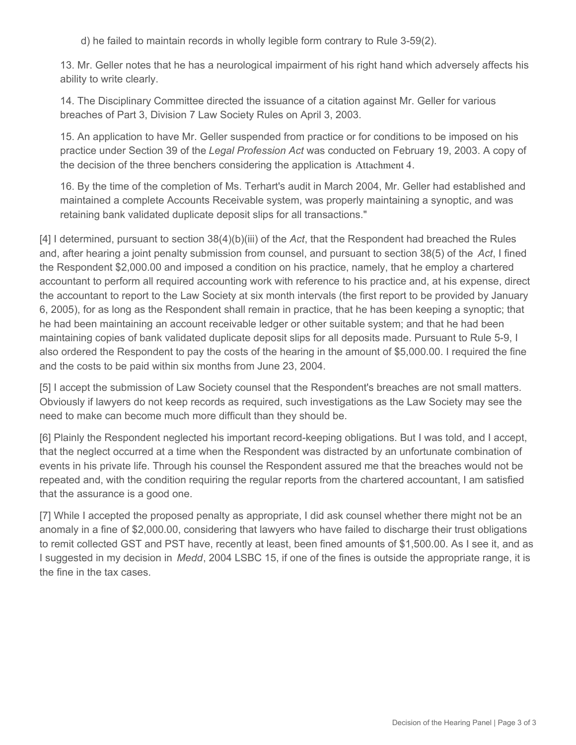d) he failed to maintain records in wholly legible form contrary to Rule 3-59(2).

13. Mr. Geller notes that he has a neurological impairment of his right hand which adversely affects his ability to write clearly.

14. The Disciplinary Committee directed the issuance of a citation against Mr. Geller for various breaches of Part 3, Division 7 Law Society Rules on April 3, 2003.

15. An application to have Mr. Geller suspended from practice or for conditions to be imposed on his practice under Section 39 of the *Legal Profession Act* was conducted on February 19, 2003. A copy of the decision of the three benchers considering the application is Attachment 4.

16. By the time of the completion of Ms. Terhart's audit in March 2004, Mr. Geller had established and maintained a complete Accounts Receivable system, was properly maintaining a synoptic, and was retaining bank validated duplicate deposit slips for all transactions."

[4] I determined, pursuant to section 38(4)(b)(iii) of the *Act*, that the Respondent had breached the Rules and, after hearing a joint penalty submission from counsel, and pursuant to section 38(5) of the *Act*, I fined the Respondent $2,000.00 and imposed a condition on his practice, namely, that he employ a chartered accountant to perform all required accounting work with reference to his practice and, at his expense, direct the accountant to report to the Law Society at six month intervals (the first report to be provided by January 6, 2005), for as long as the Respondent shall remain in practice, that he has been keeping a synoptic; that he had been maintaining an account receivable ledger or other suitable system; and that he had been maintaining copies of bank validated duplicate deposit slips for all deposits made. Pursuant to Rule 5-9, I also ordered the Respondent to pay the costs of the hearing in the amount of $5,000.00. I required the fine and the costs to be paid within six months from June 23, 2004.

[5] I accept the submission of Law Society counsel that the Respondent's breaches are not small matters. Obviously if lawyers do not keep records as required, such investigations as the Law Society may see the need to make can become much more difficult than they should be.

[6] Plainly the Respondent neglected his important record-keeping obligations. But I was told, and I accept, that the neglect occurred at a time when the Respondent was distracted by an unfortunate combination of events in his private life. Through his counsel the Respondent assured me that the breaches would not be repeated and, with the condition requiring the regular reports from the chartered accountant, I am satisfied that the assurance is a good one.

[7] While I accepted the proposed penalty as appropriate, I did ask counsel whether there might not be an anomaly in a fine of $2,000.00, considering that lawyers who have failed to discharge their trust obligations to remit collected GST and PST have, recently at least, been fined amounts of $1,500.00. As I see it, and as I suggested in my decision in *Medd*, 2004 LSBC 15, if one of the fines is outside the appropriate range, it is the fine in the tax cases.